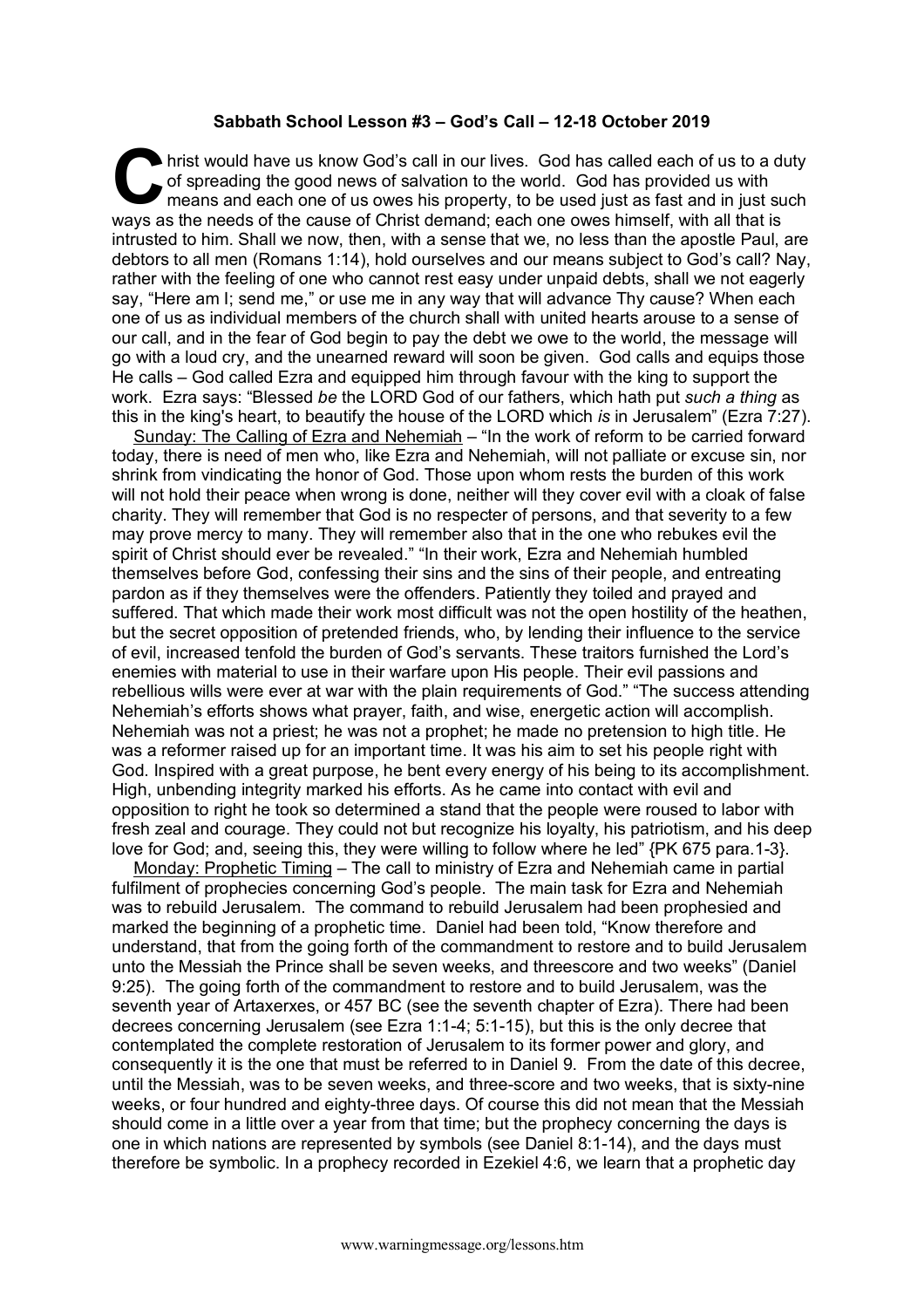**Sabbath School Lesson #3 – God's Call – 12-18 October 2019**

Christ would have us know God's call in our lives. God has called each of us to a duty of spreading the good news of salvation to the world. God has provided us with means and each one of us owes his property, to be used just as fast and in just such ways as the needs of the cause of Christ demand; each one owes himself, with all that is intrusted to him. Shall we now, then, with a sense that we, no less than the apostle Paul, are debtors to all men (Romans 1:14), hold ourselves and our means subject to God's call? Nay, rather with the feeling of one who cannot rest easy under unpaid debts, shall we not eagerly say, "Here am I; send me," or use me in any way that will advance Thy cause? When each one of us as individual members of the church shall with united hearts arouse to a sense of our call, and in the fear of God begin to pay the debt we owe to the world, the message will go with a loud cry, and the unearned reward will soon be given. God calls and equips those He calls – God called Ezra and equipped him through favour with the king to support the work. Ezra says: "Blessed *be* the LORD God of our fathers, which hath put *such a thing* as this in the king's heart, to beautify the house of the LORD which *is* in Jerusalem" (Ezra 7:27).

Sunday: The Calling of Ezra and Nehemiah – "In the work of reform to be carried forward today, there is need of men who, like Ezra and Nehemiah, will not palliate or excuse sin, nor shrink from vindicating the honor of God. Those upon whom rests the burden of this work will not hold their peace when wrong is done, neither will they cover evil with a cloak of false charity. They will remember that God is no respecter of persons, and that severity to a few may prove mercy to many. They will remember also that in the one who rebukes evil the spirit of Christ should ever be revealed." "In their work, Ezra and Nehemiah humbled themselves before God, confessing their sins and the sins of their people, and entreating pardon as if they themselves were the offenders. Patiently they toiled and prayed and suffered. That which made their work most difficult was not the open hostility of the heathen, but the secret opposition of pretended friends, who, by lending their influence to the service of evil, increased tenfold the burden of God's servants. These traitors furnished the Lord's enemies with material to use in their warfare upon His people. Their evil passions and rebellious wills were ever at war with the plain requirements of God." "The success attending Nehemiah's efforts shows what prayer, faith, and wise, energetic action will accomplish. Nehemiah was not a priest; he was not a prophet; he made no pretension to high title. He was a reformer raised up for an important time. It was his aim to set his people right with God. Inspired with a great purpose, he bent every energy of his being to its accomplishment. High, unbending integrity marked his efforts. As he came into contact with evil and opposition to right he took so determined a stand that the people were roused to labor with fresh zeal and courage. They could not but recognize his loyalty, his patriotism, and his deep love for God; and, seeing this, they were willing to follow where he led" {PK 675 para.1-3}.

Monday: Prophetic Timing – The call to ministry of Ezra and Nehemiah came in partial fulfilment of prophecies concerning God's people. The main task for Ezra and Nehemiah was to rebuild Jerusalem. The command to rebuild Jerusalem had been prophesied and marked the beginning of a prophetic time. Daniel had been told, "Know therefore and understand, that from the going forth of the commandment to restore and to build Jerusalem unto the Messiah the Prince shall be seven weeks, and threescore and two weeks" (Daniel 9:25). The going forth of the commandment to restore and to build Jerusalem, was the seventh year of Artaxerxes, or 457 BC (see the seventh chapter of Ezra). There had been decrees concerning Jerusalem (see Ezra 1:1-4; 5:1-15), but this is the only decree that contemplated the complete restoration of Jerusalem to its former power and glory, and consequently it is the one that must be referred to in Daniel 9. From the date of this decree, until the Messiah, was to be seven weeks, and three-score and two weeks, that is sixty-nine weeks, or four hundred and eighty-three days. Of course this did not mean that the Messiah should come in a little over a year from that time; but the prophecy concerning the days is one in which nations are represented by symbols (see Daniel 8:1-14), and the days must therefore be symbolic. In a prophecy recorded in Ezekiel 4:6, we learn that a prophetic day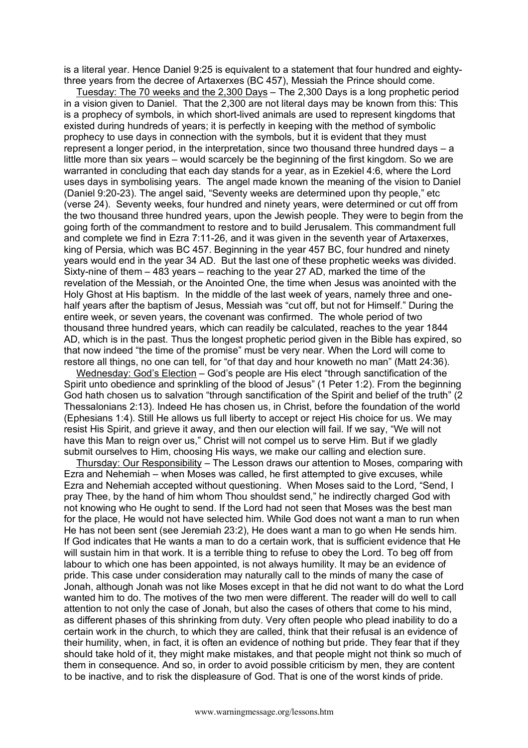is a literal year. Hence Daniel 9:25 is equivalent to a statement that four hundred and eighty-three years from the decree of Artaxerxes (BC 457), Messiah the Prince should come.

Tuesday: The 70 weeks and the 2,300 Days – The 2,300 Days is a long prophetic period in a vision given to Daniel. That the 2,300 are not literal days may be known from this: This is a prophecy of symbols, in which short-lived animals are used to represent kingdoms that existed during hundreds of years; it is perfectly in keeping with the method of symbolic prophecy to use days in connection with the symbols, but it is evident that they must represent a longer period, in the interpretation, since two thousand three hundred days – a little more than six years – would scarcely be the beginning of the first kingdom. So we are warranted in concluding that each day stands for a year, as in Ezekiel 4:6, where the Lord uses days in symbolising years. The angel made known the meaning of the vision to Daniel (Daniel 9:20-23). The angel said, "Seventy weeks are determined upon thy people," etc (verse 24). Seventy weeks, four hundred and ninety years, were determined or cut off from the two thousand three hundred years, upon the Jewish people. They were to begin from the going forth of the commandment to restore and to build Jerusalem. This commandment full and complete we find in Ezra 7:11-26, and it was given in the seventh year of Artaxerxes, king of Persia, which was BC 457. Beginning in the year 457 BC, four hundred and ninety years would end in the year 34 AD. But the last one of these prophetic weeks was divided. Sixty-nine of them – 483 years – reaching to the year 27 AD, marked the time of the revelation of the Messiah, or the Anointed One, the time when Jesus was anointed with the Holy Ghost at His baptism. In the middle of the last week of years, namely three and one-half years after the baptism of Jesus, Messiah was "cut off, but not for Himself." During the entire week, or seven years, the covenant was confirmed. The whole period of two thousand three hundred years, which can readily be calculated, reaches to the year 1844 AD, which is in the past. Thus the longest prophetic period given in the Bible has expired, so that now indeed "the time of the promise" must be very near. When the Lord will come to restore all things, no one can tell, for "of that day and hour knoweth no man" (Matt 24:36).

Wednesday: God's Election – God's people are His elect "through sanctification of the Spirit unto obedience and sprinkling of the blood of Jesus" (1 Peter 1:2). From the beginning God hath chosen us to salvation "through sanctification of the Spirit and belief of the truth" (2 Thessalonians 2:13). Indeed He has chosen us, in Christ, before the foundation of the world (Ephesians 1:4). Still He allows us full liberty to accept or reject His choice for us. We may resist His Spirit, and grieve it away, and then our election will fail. If we say, "We will not have this Man to reign over us," Christ will not compel us to serve Him. But if we gladly submit ourselves to Him, choosing His ways, we make our calling and election sure.

Thursday: Our Responsibility – The Lesson draws our attention to Moses, comparing with Ezra and Nehemiah – when Moses was called, he first attempted to give excuses, while Ezra and Nehemiah accepted without questioning. When Moses said to the Lord, "Send, I pray Thee, by the hand of him whom Thou shouldst send," he indirectly charged God with not knowing who He ought to send. If the Lord had not seen that Moses was the best man for the place, He would not have selected him. While God does not want a man to run when He has not been sent (see Jeremiah 23:2), He does want a man to go when He sends him. If God indicates that He wants a man to do a certain work, that is sufficient evidence that He will sustain him in that work. It is a terrible thing to refuse to obey the Lord. To beg off from labour to which one has been appointed, is not always humility. It may be an evidence of pride. This case under consideration may naturally call to the minds of many the case of Jonah, although Jonah was not like Moses except in that he did not want to do what the Lord wanted him to do. The motives of the two men were different. The reader will do well to call attention to not only the case of Jonah, but also the cases of others that come to his mind, as different phases of this shrinking from duty. Very often people who plead inability to do a certain work in the church, to which they are called, think that their refusal is an evidence of their humility, when, in fact, it is often an evidence of nothing but pride. They fear that if they should take hold of it, they might make mistakes, and that people might not think so much of them in consequence. And so, in order to avoid possible criticism by men, they are content to be inactive, and to risk the displeasure of God. That is one of the worst kinds of pride.